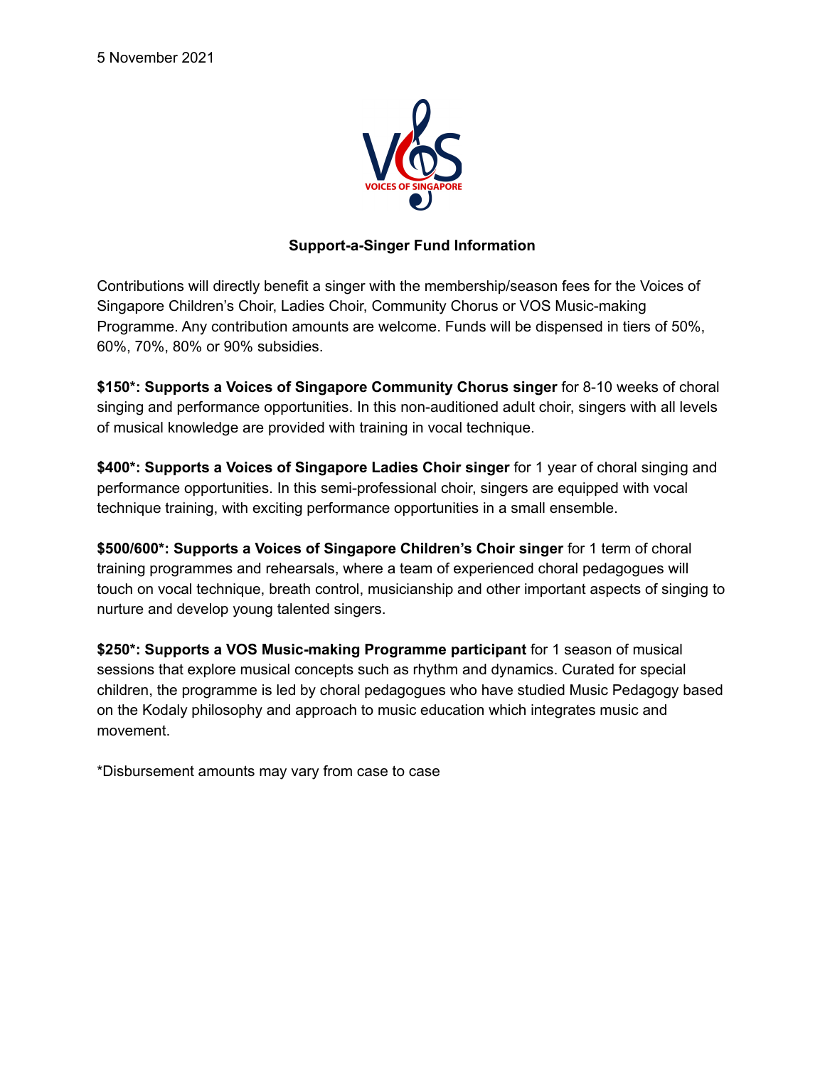5 November 2021

VOICES OF SINGAPORE

**Support-a-Singer Fund Information**

Contributions will directly benefit a singer with the membership/season fees for the Voices of Singapore Children's Choir, Ladies Choir, Community Chorus or VOS Music-making Programme. Any contribution amounts are welcome. Funds will be dispensed in tiers of 50%, 60%, 70%, 80% or 90% subsidies.

**$150*: Supports a Voices of Singapore Community Chorus singer** for 8-10 weeks of choral singing and performance opportunities. In this non-auditioned adult choir, singers with all levels of musical knowledge are provided with training in vocal technique.

**$400*: Supports a Voices of Singapore Ladies Choir singer** for 1 year of choral singing and performance opportunities. In this semi-professional choir, singers are equipped with vocal technique training, with exciting performance opportunities in a small ensemble.

**$500/600*: Supports a Voices of Singapore Children's Choir singer** for 1 term of choral training programmes and rehearsals, where a team of experienced choral pedagogues will touch on vocal technique, breath control, musicianship and other important aspects of singing to nurture and develop young talented singers.

**$250*: Supports a VOS Music-making Programme participant** for 1 season of musical sessions that explore musical concepts such as rhythm and dynamics. Curated for special children, the programme is led by choral pedagogues who have studied Music Pedagogy based on the Kodaly philosophy and approach to music education which integrates music and movement.

*Disbursement amounts may vary from case to case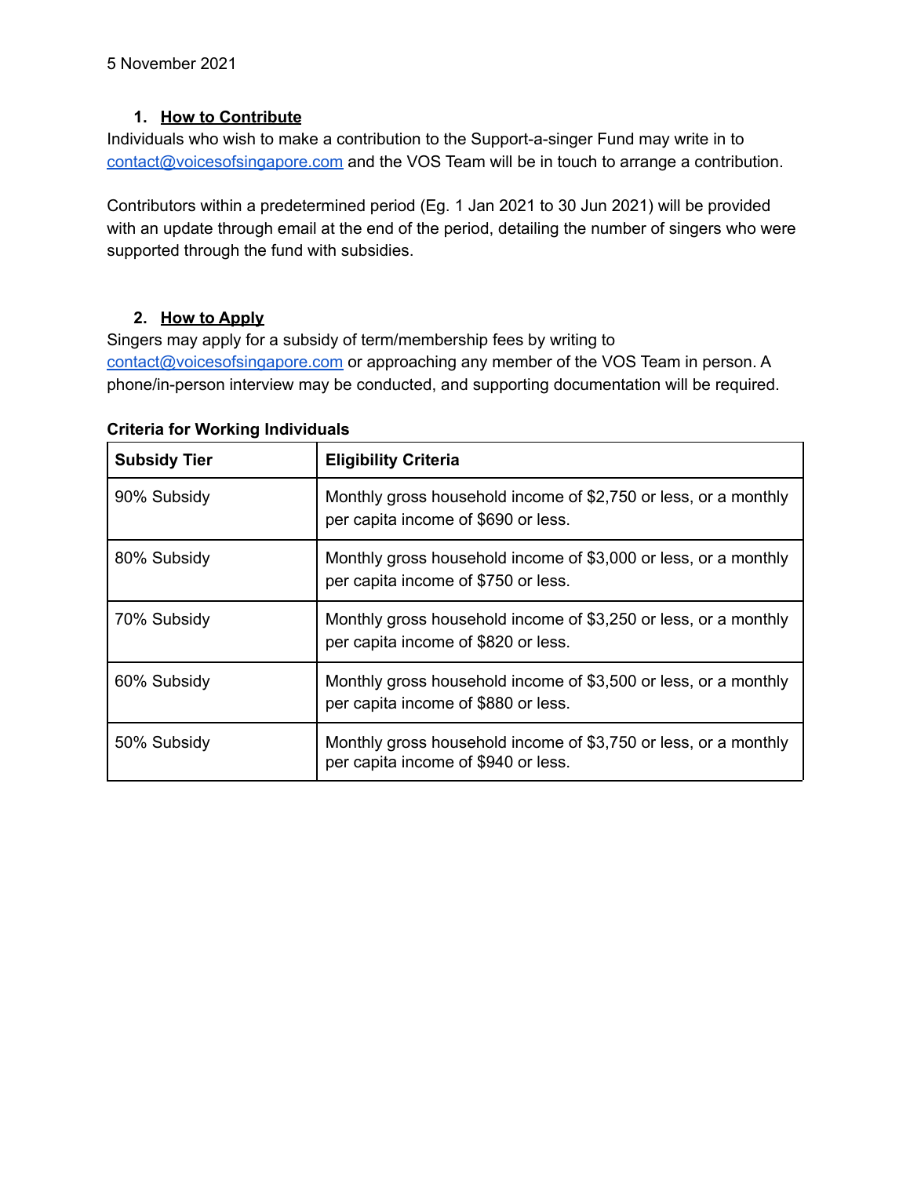5 November 2021

## 1. How to Contribute

Individuals who wish to make a contribution to the Support-a-singer Fund may write in to contact@voicesofsingapore.com and the VOS Team will be in touch to arrange a contribution.

Contributors within a predetermined period (Eg. 1 Jan 2021 to 30 Jun 2021) will be provided with an update through email at the end of the period, detailing the number of singers who were supported through the fund with subsidies.

## 2. How to Apply

Singers may apply for a subsidy of term/membership fees by writing to contact@voicesofsingapore.com or approaching any member of the VOS Team in person. A phone/in-person interview may be conducted, and supporting documentation will be required.

**Criteria for Working Individuals**

| Subsidy Tier | Eligibility Criteria |
|---|---|
| 90% Subsidy | Monthly gross household income of $2,750 or less, or a monthly per capita income of $690 or less. |
| 80% Subsidy | Monthly gross household income of $3,000 or less, or a monthly per capita income of $750 or less. |
| 70% Subsidy | Monthly gross household income of $3,250 or less, or a monthly per capita income of $820 or less. |
| 60% Subsidy | Monthly gross household income of $3,500 or less, or a monthly per capita income of $880 or less. |
| 50% Subsidy | Monthly gross household income of $3,750 or less, or a monthly per capita income of $940 or less. |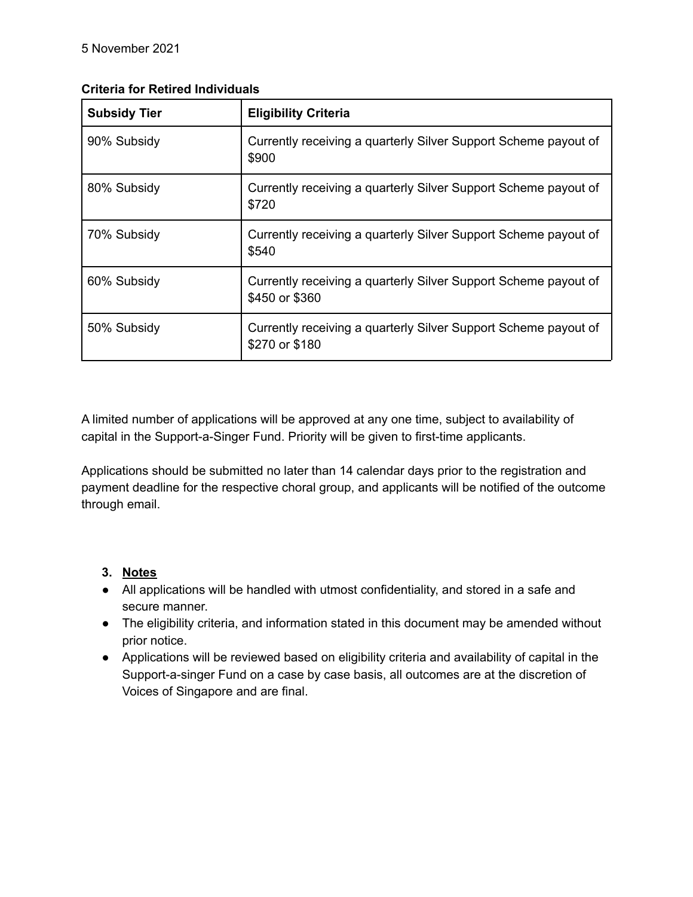5 November 2021

**Criteria for Retired Individuals**

| Subsidy Tier | Eligibility Criteria |
|---|---|
| 90% Subsidy | Currently receiving a quarterly Silver Support Scheme payout of $900 |
| 80% Subsidy | Currently receiving a quarterly Silver Support Scheme payout of $720 |
| 70% Subsidy | Currently receiving a quarterly Silver Support Scheme payout of $540 |
| 60% Subsidy | Currently receiving a quarterly Silver Support Scheme payout of $450 or $360 |
| 50% Subsidy | Currently receiving a quarterly Silver Support Scheme payout of $270 or $180 |

A limited number of applications will be approved at any one time, subject to availability of capital in the Support-a-Singer Fund. Priority will be given to first-time applicants.

Applications should be submitted no later than 14 calendar days prior to the registration and payment deadline for the respective choral group, and applicants will be notified of the outcome through email.

3. **Notes**

- All applications will be handled with utmost confidentiality, and stored in a safe and secure manner.
- The eligibility criteria, and information stated in this document may be amended without prior notice.
- Applications will be reviewed based on eligibility criteria and availability of capital in the Support-a-singer Fund on a case by case basis, all outcomes are at the discretion of Voices of Singapore and are final.